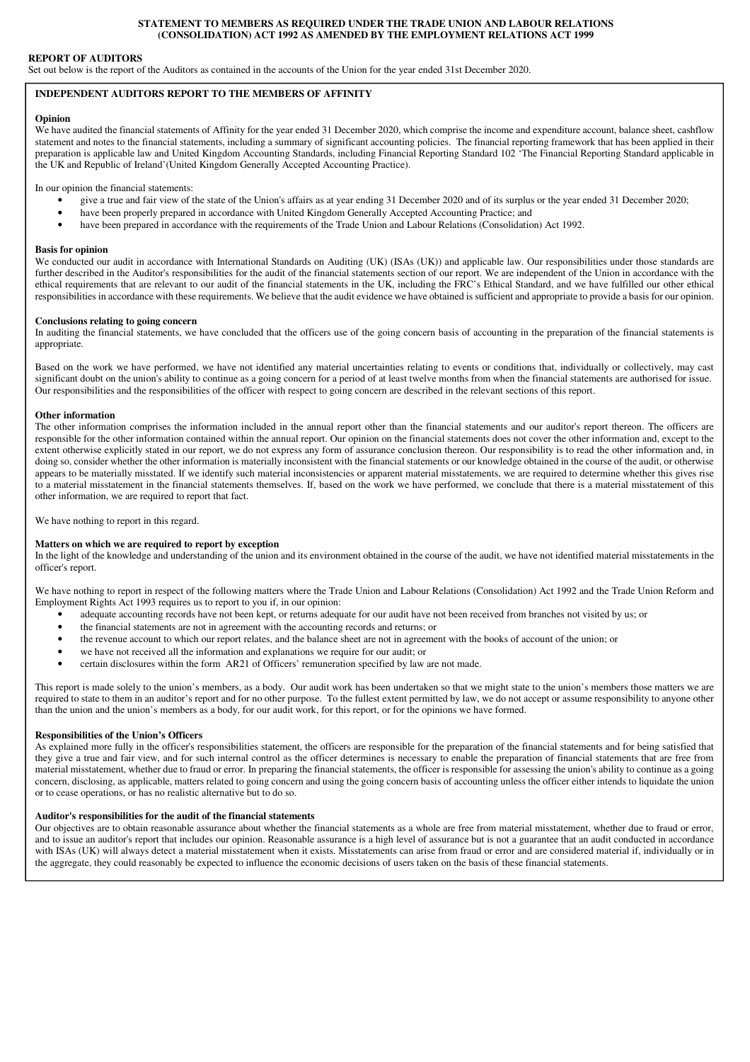**STATEMENT TO MEMBERS AS REQUIRED UNDER THE TRADE UNION AND LABOUR RELATIONS (CONSOLIDATION) ACT 1992 AS AMENDED BY THE EMPLOYMENT RELATIONS ACT 1999**

**REPORT OF AUDITORS**

Set out below is the report of the Auditors as contained in the accounts of the Union for the year ended 31st December 2020.

## INDEPENDENT AUDITORS REPORT TO THE MEMBERS OF AFFINITY

### Opinion

We have audited the financial statements of Affinity for the year ended 31 December 2020, which comprise the income and expenditure account, balance sheet, cashflow statement and notes to the financial statements, including a summary of significant accounting policies. The financial reporting framework that has been applied in their preparation is applicable law and United Kingdom Accounting Standards, including Financial Reporting Standard 102 'The Financial Reporting Standard applicable in the UK and Republic of Ireland'(United Kingdom Generally Accepted Accounting Practice).

In our opinion the financial statements:

- give a true and fair view of the state of the Union's affairs as at year ending 31 December 2020 and of its surplus or the year ended 31 December 2020;
- have been properly prepared in accordance with United Kingdom Generally Accepted Accounting Practice; and
- have been prepared in accordance with the requirements of the Trade Union and Labour Relations (Consolidation) Act 1992.

### Basis for opinion

We conducted our audit in accordance with International Standards on Auditing (UK) (ISAs (UK)) and applicable law. Our responsibilities under those standards are further described in the Auditor's responsibilities for the audit of the financial statements section of our report. We are independent of the Union in accordance with the ethical requirements that are relevant to our audit of the financial statements in the UK, including the FRC's Ethical Standard, and we have fulfilled our other ethical responsibilities in accordance with these requirements. We believe that the audit evidence we have obtained is sufficient and appropriate to provide a basis for our opinion.

### Conclusions relating to going concern

In auditing the financial statements, we have concluded that the officers use of the going concern basis of accounting in the preparation of the financial statements is appropriate.

Based on the work we have performed, we have not identified any material uncertainties relating to events or conditions that, individually or collectively, may cast significant doubt on the union's ability to continue as a going concern for a period of at least twelve months from when the financial statements are authorised for issue. Our responsibilities and the responsibilities of the officer with respect to going concern are described in the relevant sections of this report.

### Other information

The other information comprises the information included in the annual report other than the financial statements and our auditor's report thereon. The officers are responsible for the other information contained within the annual report. Our opinion on the financial statements does not cover the other information and, except to the extent otherwise explicitly stated in our report, we do not express any form of assurance conclusion thereon. Our responsibility is to read the other information and, in doing so, consider whether the other information is materially inconsistent with the financial statements or our knowledge obtained in the course of the audit, or otherwise appears to be materially misstated. If we identify such material inconsistencies or apparent material misstatements, we are required to determine whether this gives rise to a material misstatement in the financial statements themselves. If, based on the work we have performed, we conclude that there is a material misstatement of this other information, we are required to report that fact.

We have nothing to report in this regard.

### Matters on which we are required to report by exception

In the light of the knowledge and understanding of the union and its environment obtained in the course of the audit, we have not identified material misstatements in the officer's report.

We have nothing to report in respect of the following matters where the Trade Union and Labour Relations (Consolidation) Act 1992 and the Trade Union Reform and Employment Rights Act 1993 requires us to report to you if, in our opinion:

- adequate accounting records have not been kept, or returns adequate for our audit have not been received from branches not visited by us; or
- the financial statements are not in agreement with the accounting records and returns; or
- the revenue account to which our report relates, and the balance sheet are not in agreement with the books of account of the union; or
- we have not received all the information and explanations we require for our audit; or
- certain disclosures within the form AR21 of Officers' remuneration specified by law are not made.

This report is made solely to the union's members, as a body. Our audit work has been undertaken so that we might state to the union's members those matters we are required to state to them in an auditor's report and for no other purpose. To the fullest extent permitted by law, we do not accept or assume responsibility to anyone other than the union and the union's members as a body, for our audit work, for this report, or for the opinions we have formed.

### Responsibilities of the Union's Officers

As explained more fully in the officer's responsibilities statement, the officers are responsible for the preparation of the financial statements and for being satisfied that they give a true and fair view, and for such internal control as the officer determines is necessary to enable the preparation of financial statements that are free from material misstatement, whether due to fraud or error. In preparing the financial statements, the officer is responsible for assessing the union's ability to continue as a going concern, disclosing, as applicable, matters related to going concern and using the going concern basis of accounting unless the officer either intends to liquidate the union or to cease operations, or has no realistic alternative but to do so.

### Auditor's responsibilities for the audit of the financial statements

Our objectives are to obtain reasonable assurance about whether the financial statements as a whole are free from material misstatement, whether due to fraud or error, and to issue an auditor's report that includes our opinion. Reasonable assurance is a high level of assurance but is not a guarantee that an audit conducted in accordance with ISAs (UK) will always detect a material misstatement when it exists. Misstatements can arise from fraud or error and are considered material if, individually or in the aggregate, they could reasonably be expected to influence the economic decisions of users taken on the basis of these financial statements.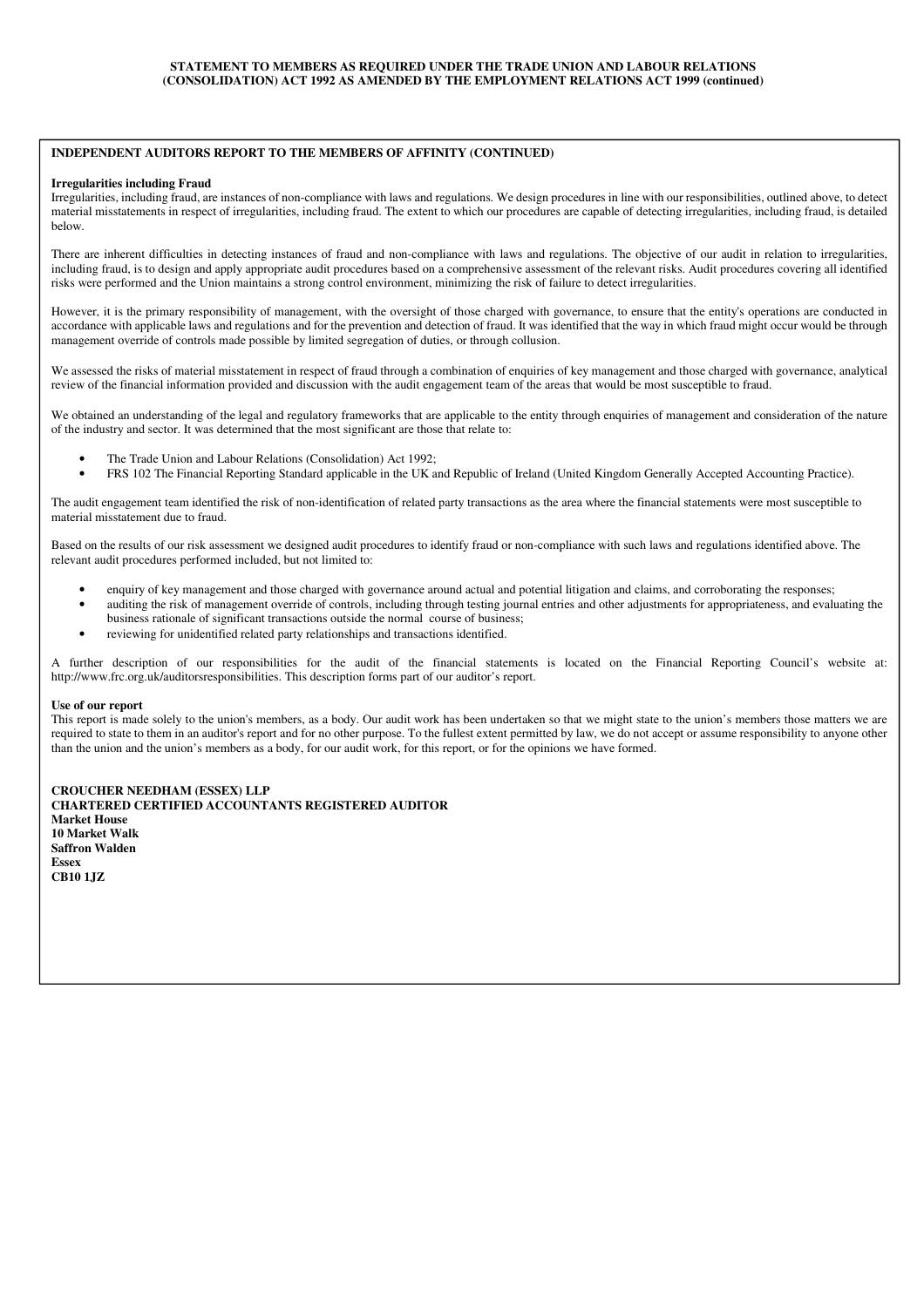**STATEMENT TO MEMBERS AS REQUIRED UNDER THE TRADE UNION AND LABOUR RELATIONS (CONSOLIDATION) ACT 1992 AS AMENDED BY THE EMPLOYMENT RELATIONS ACT 1999 (continued)**

## INDEPENDENT AUDITORS REPORT TO THE MEMBERS OF AFFINITY (CONTINUED)

### Irregularities including Fraud

Irregularities, including fraud, are instances of non-compliance with laws and regulations. We design procedures in line with our responsibilities, outlined above, to detect material misstatements in respect of irregularities, including fraud. The extent to which our procedures are capable of detecting irregularities, including fraud, is detailed below.

There are inherent difficulties in detecting instances of fraud and non-compliance with laws and regulations. The objective of our audit in relation to irregularities, including fraud, is to design and apply appropriate audit procedures based on a comprehensive assessment of the relevant risks. Audit procedures covering all identified risks were performed and the Union maintains a strong control environment, minimizing the risk of failure to detect irregularities.

However, it is the primary responsibility of management, with the oversight of those charged with governance, to ensure that the entity's operations are conducted in accordance with applicable laws and regulations and for the prevention and detection of fraud. It was identified that the way in which fraud might occur would be through management override of controls made possible by limited segregation of duties, or through collusion.

We assessed the risks of material misstatement in respect of fraud through a combination of enquiries of key management and those charged with governance, analytical review of the financial information provided and discussion with the audit engagement team of the areas that would be most susceptible to fraud.

We obtained an understanding of the legal and regulatory frameworks that are applicable to the entity through enquiries of management and consideration of the nature of the industry and sector. It was determined that the most significant are those that relate to:

- The Trade Union and Labour Relations (Consolidation) Act 1992;
- FRS 102 The Financial Reporting Standard applicable in the UK and Republic of Ireland (United Kingdom Generally Accepted Accounting Practice).

The audit engagement team identified the risk of non-identification of related party transactions as the area where the financial statements were most susceptible to material misstatement due to fraud.

Based on the results of our risk assessment we designed audit procedures to identify fraud or non-compliance with such laws and regulations identified above. The relevant audit procedures performed included, but not limited to:

- enquiry of key management and those charged with governance around actual and potential litigation and claims, and corroborating the responses;
- auditing the risk of management override of controls, including through testing journal entries and other adjustments for appropriateness, and evaluating the business rationale of significant transactions outside the normal course of business;
- reviewing for unidentified related party relationships and transactions identified.

A further description of our responsibilities for the audit of the financial statements is located on the Financial Reporting Council's website at: http://www.frc.org.uk/auditorsresponsibilities. This description forms part of our auditor's report.

### Use of our report

This report is made solely to the union's members, as a body. Our audit work has been undertaken so that we might state to the union's members those matters we are required to state to them in an auditor's report and for no other purpose. To the fullest extent permitted by law, we do not accept or assume responsibility to anyone other than the union and the union's members as a body, for our audit work, for this report, or for the opinions we have formed.

**CROUCHER NEEDHAM (ESSEX) LLP**
**CHARTERED CERTIFIED ACCOUNTANTS REGISTERED AUDITOR**
**Market House**
**10 Market Walk**
**Saffron Walden**
**Essex**
**CB10 1JZ**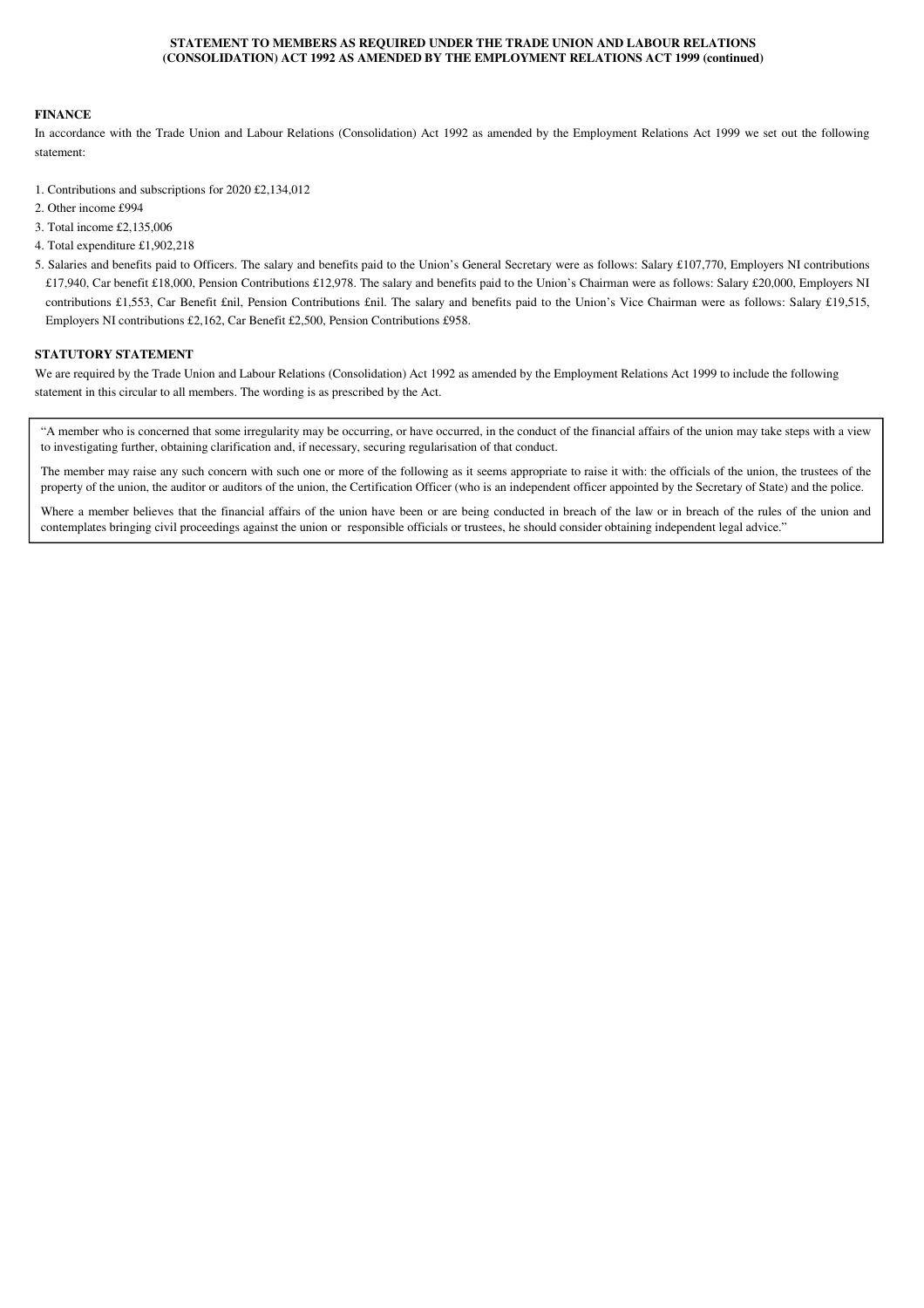# STATEMENT TO MEMBERS AS REQUIRED UNDER THE TRADE UNION AND LABOUR RELATIONS (CONSOLIDATION) ACT 1992 AS AMENDED BY THE EMPLOYMENT RELATIONS ACT 1999 (continued)

## FINANCE

In accordance with the Trade Union and Labour Relations (Consolidation) Act 1992 as amended by the Employment Relations Act 1999 we set out the following statement:

1. Contributions and subscriptions for 2020 £2,134,012
2. Other income £994
3. Total income £2,135,006
4. Total expenditure £1,902,218
5. Salaries and benefits paid to Officers. The salary and benefits paid to the Union's General Secretary were as follows: Salary £107,770, Employers NI contributions £17,940, Car benefit £18,000, Pension Contributions £12,978. The salary and benefits paid to the Union's Chairman were as follows: Salary £20,000, Employers NI contributions £1,553, Car Benefit £nil, Pension Contributions £nil. The salary and benefits paid to the Union's Vice Chairman were as follows: Salary £19,515, Employers NI contributions £2,162, Car Benefit £2,500, Pension Contributions £958.

## STATUTORY STATEMENT

We are required by the Trade Union and Labour Relations (Consolidation) Act 1992 as amended by the Employment Relations Act 1999 to include the following statement in this circular to all members. The wording is as prescribed by the Act.

> "A member who is concerned that some irregularity may be occurring, or have occurred, in the conduct of the financial affairs of the union may take steps with a view to investigating further, obtaining clarification and, if necessary, securing regularisation of that conduct.
>
> The member may raise any such concern with such one or more of the following as it seems appropriate to raise it with: the officials of the union, the trustees of the property of the union, the auditor or auditors of the union, the Certification Officer (who is an independent officer appointed by the Secretary of State) and the police.
>
> Where a member believes that the financial affairs of the union have been or are being conducted in breach of the law or in breach of the rules of the union and contemplates bringing civil proceedings against the union or responsible officials or trustees, he should consider obtaining independent legal advice."